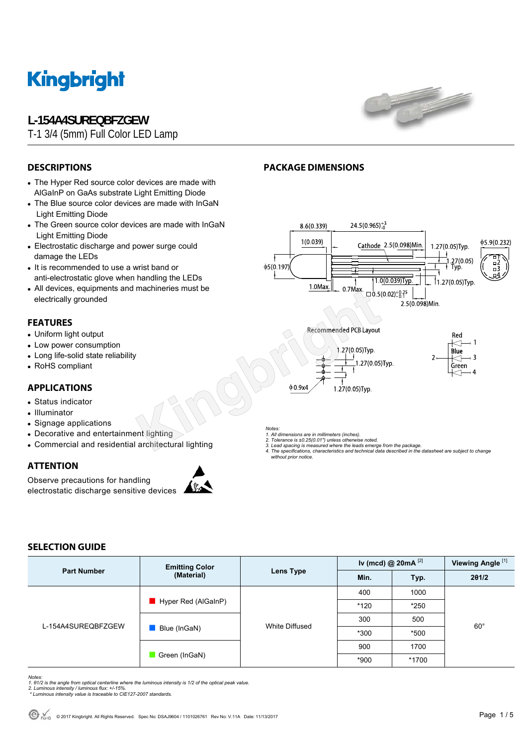# L-154A4SUREQBFZGEW

T-1 3/4 (5mm) Full Color LED Lamp

## DESCRIPTIONS

- The Hyper Red source color devices are made with AlGaInP on GaAs substrate Light Emitting Diode
- The Blue source color devices are made with InGaN Light Emitting Diode
- The Green source color devices are made with InGaN Light Emitting Diode
- Electrostatic discharge and power surge could damage the LEDs
- It is recommended to use a wrist band or anti-electrostatic glove when handling the LEDs
- All devices, equipments and machineries must be electrically grounded

## FEATURES

- Uniform light output
- Low power consumption
- Long life-solid state reliability
- RoHS compliant

## APPLICATIONS

- Status indicator
- Illuminator
- Signage applications
- Decorative and entertainment lighting
- Commercial and residential architectural lighting

## ATTENTION

Observe precautions for handling electrostatic discharge sensitive devices

## PACKAGE DIMENSIONS

8.6(0.339) 24.5(0.965) $^{+3}_{-0}$
1(0.039) Cathode 2.5(0.098)Min. 1.27(0.05)Typ. ϕ5.9(0.232)
ϕ5(0.197) 1.27(0.05) Typ.
1.0(0.039)Typ. 1.27(0.05)Typ.
1.0Max. 0.7Max. □0.5(0.02) $^{+0.25}_{-0.1}$
2.5(0.098)Min.

Recommended PCB Layout
1.27(0.05)Typ.
1.27(0.05)Typ.
ϕ0.9x4 1.27(0.05)Typ.

Red 1, Blue 3, Green 4, common 2

*Notes:*
*1. All dimensions are in millimeters (inches).*
*2. Tolerance is ±0.25(0.01") unless otherwise noted.*
*3. Lead spacing is measured where the leads emerge from the package.*
*4. The specifications, characteristics and technical data described in the datasheet are subject to change without prior notice.*

## SELECTION GUIDE

| Part Number | Emitting Color (Material) | Lens Type | Iv (mcd) @ 20mA [2] | | Viewing Angle [1] |
|---|---|---|---|---|---|
| | | | Min. | Typ. | 2θ1/2 |
| L-154A4SUREQBFZGEW | Hyper Red (AlGaInP) | White Diffused | 400 | 1000 | 60° |
| | | | *120 | *250 | |
| | Blue (InGaN) | | 300 | 500 | |
| | | | *300 | *500 | |
| | Green (InGaN) | | 900 | 1700 | |
| | | | *900 | *1700 | |

*Notes:*
*1. θ1/2 is the angle from optical centerline where the luminous intensity is 1/2 of the optical peak value.*
*2. Luminous intensity / luminous flux: +/-15%.*
*\* Luminous intensity value is traceable to CIE127-2007 standards.*

© 2017 Kingbright. All Rights Reserved. Spec No: DSAJ9604 / 1101026761 Rev No: V.11A Date: 11/13/2017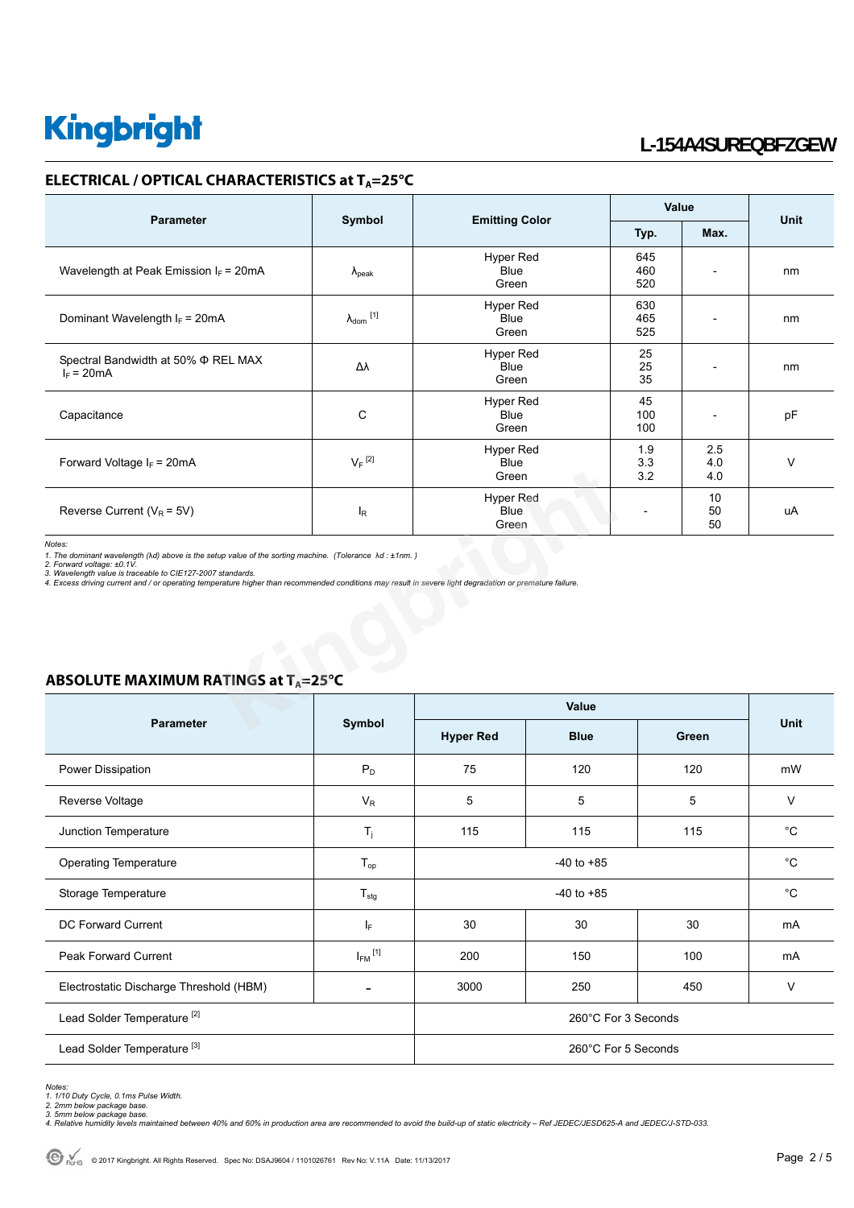## ELECTRICAL / OPTICAL CHARACTERISTICS at $T_A$=25°C

| Parameter | Symbol | Emitting Color | Value | | Unit |
|---|---|---|---|---|---|
| | | | Typ. | Max. | |
| Wavelength at Peak Emission $I_F$ = 20mA | $\lambda_{peak}$ | Hyper Red<br>Blue<br>Green | 645<br>460<br>520 | - | nm |
| Dominant Wavelength $I_F$ = 20mA | $\lambda_{dom}$ [1] | Hyper Red<br>Blue<br>Green | 630<br>465<br>525 | - | nm |
| Spectral Bandwidth at 50% Φ REL MAX<br>$I_F$ = 20mA | Δλ | Hyper Red<br>Blue<br>Green | 25<br>25<br>35 | - | nm |
| Capacitance | C | Hyper Red<br>Blue<br>Green | 45<br>100<br>100 | - | pF |
| Forward Voltage $I_F$ = 20mA | $V_F$ [2] | Hyper Red<br>Blue<br>Green | 1.9<br>3.3<br>3.2 | 2.5<br>4.0<br>4.0 | V |
| Reverse Current ($V_R$ = 5V) | $I_R$ | Hyper Red<br>Blue<br>Green | - | 10<br>50<br>50 | uA |

*Notes:*
*1. The dominant wavelength (λd) above is the setup value of the sorting machine. (Tolerance λd : ±1nm. )*
*2. Forward voltage: ±0.1V.*
*3. Wavelength value is traceable to CIE127-2007 standards.*
*4. Excess driving current and / or operating temperature higher than recommended conditions may result in severe light degradation or premature failure.*

## ABSOLUTE MAXIMUM RATINGS at $T_A$=25°C

| Parameter | Symbol | Value | | | Unit |
|---|---|---|---|---|---|
| | | Hyper Red | Blue | Green | |
| Power Dissipation | $P_D$ | 75 | 120 | 120 | mW |
| Reverse Voltage | $V_R$ | 5 | 5 | 5 | V |
| Junction Temperature | $T_j$ | 115 | 115 | 115 | °C |
| Operating Temperature | $T_{op}$ | -40 to +85 | | | °C |
| Storage Temperature | $T_{stg}$ | -40 to +85 | | | °C |
| DC Forward Current | $I_F$ | 30 | 30 | 30 | mA |
| Peak Forward Current | $I_{FM}$ [1] | 200 | 150 | 100 | mA |
| Electrostatic Discharge Threshold (HBM) | - | 3000 | 250 | 450 | V |
| Lead Solder Temperature [2] | | 260°C For 3 Seconds | | | |
| Lead Solder Temperature [3] | | 260°C For 5 Seconds | | | |

*Notes:*
*1. 1/10 Duty Cycle, 0.1ms Pulse Width.*
*2. 2mm below package base.*
*3. 5mm below package base.*
*4. Relative humidity levels maintained between 40% and 60% in production area are recommended to avoid the build-up of static electricity – Ref JEDEC/JESD625-A and JEDEC/J-STD-033.*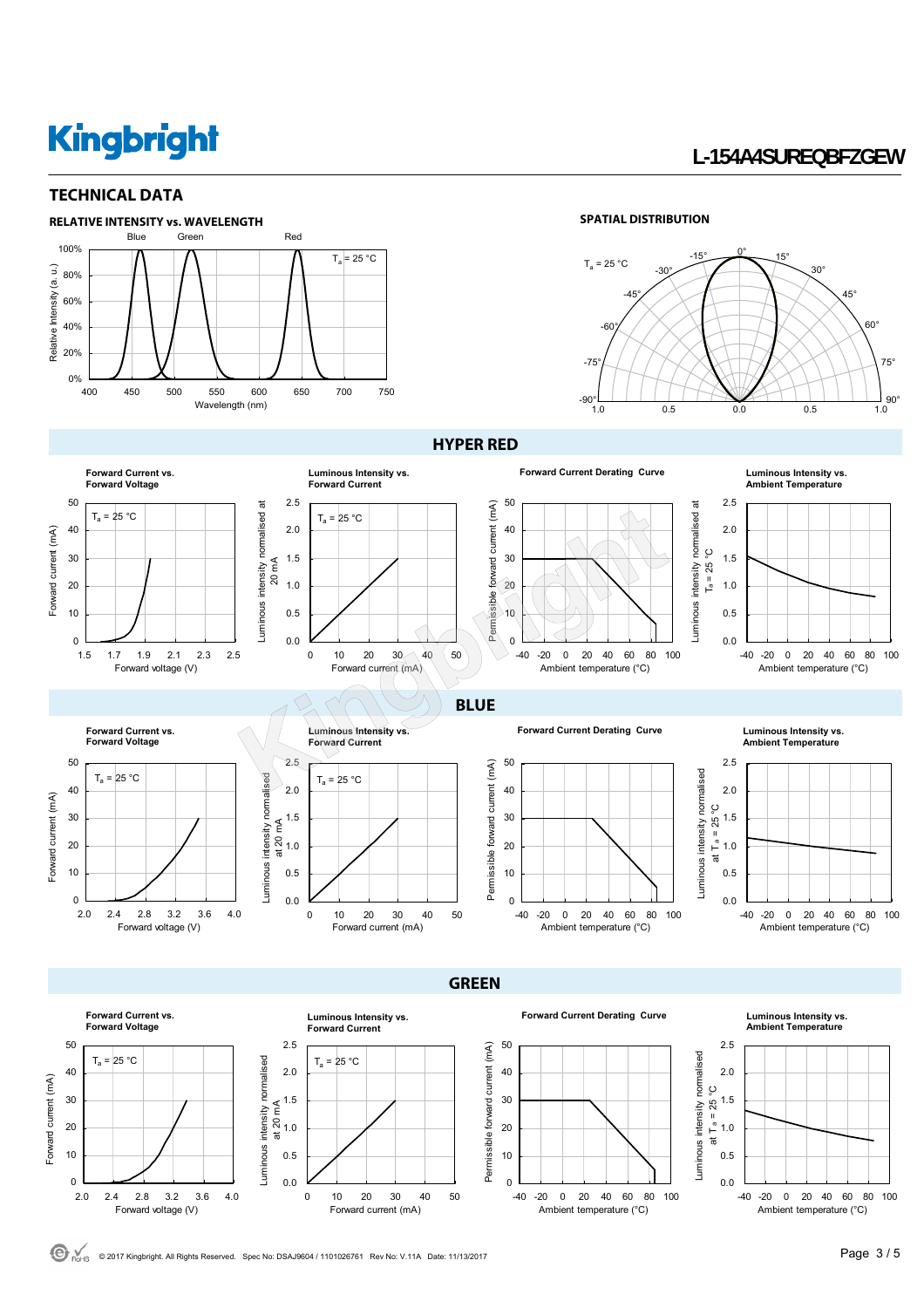## TECHNICAL DATA

### RELATIVE INTENSITY vs. WAVELENGTH

Blue Green Red

$T_a = 25\ °C$

Relative Intensity (a. u.)

100% 80% 60% 40% 20% 0%

400 450 500 550 600 650 700 750

Wavelength (nm)

### SPATIAL DISTRIBUTION

$T_a = 25\ °C$

0° 15° 30° 45° 60° 75° 90° -15° -30° -45° -60° -75° -90°

1.0 0.5 0.0 0.5 1.0

## HYPER RED

**Forward Current vs. Forward Voltage**

$T_a = 25\ °C$

Forward current (mA): 0 10 20 30 40 50

Forward voltage (V): 1.5 1.7 1.9 2.1 2.3 2.5

**Luminous Intensity vs. Forward Current**

$T_a = 25\ °C$

Luminous intensity normalised at 20 mA: 0.0 0.5 1.0 1.5 2.0 2.5

Forward current (mA): 0 10 20 30 40 50

**Forward Current Derating Curve**

Permissible forward current (mA): 0 10 20 30 40 50

Ambient temperature (°C): -40 -20 0 20 40 60 80 100

**Luminous Intensity vs. Ambient Temperature**

Luminous intensity normalised at $T_a = 25\ °C$: 0.0 0.5 1.0 1.5 2.0 2.5

Ambient temperature (°C): -40 -20 0 20 40 60 80 100

## BLUE

**Forward Current vs. Forward Voltage**

$T_a = 25\ °C$

Forward current (mA): 0 10 20 30 40 50

Forward voltage (V): 2.0 2.4 2.8 3.2 3.6 4.0

**Luminous Intensity vs. Forward Current**

$T_a = 25\ °C$

Luminous intensity normalised at 20 mA: 0.0 0.5 1.0 1.5 2.0 2.5

Forward current (mA): 0 10 20 30 40 50

**Forward Current Derating Curve**

Permissible forward current (mA): 0 10 20 30 40 50

Ambient temperature (°C): -40 -20 0 20 40 60 80 100

**Luminous Intensity vs. Ambient Temperature**

Luminous intensity normalised at $T_a = 25\ °C$: 0.0 0.5 1.0 1.5 2.0 2.5

Ambient temperature (°C): -40 -20 0 20 40 60 80 100

## GREEN

**Forward Current vs. Forward Voltage**

$T_a = 25\ °C$

Forward current (mA): 0 10 20 30 40 50

Forward voltage (V): 2.0 2.4 2.8 3.2 3.6 4.0

**Luminous Intensity vs. Forward Current**

$T_a = 25\ °C$

Luminous intensity normalised at 20 mA: 0.0 0.5 1.0 1.5 2.0 2.5

Forward current (mA): 0 10 20 30 40 50

**Forward Current Derating Curve**

Permissible forward current (mA): 0 10 20 30 40 50

Ambient temperature (°C): -40 -20 0 20 40 60 80 100

**Luminous Intensity vs. Ambient Temperature**

Luminous intensity normalised at $T_a = 25\ °C$: 0.0 0.5 1.0 1.5 2.0 2.5

Ambient temperature (°C): -40 -20 0 20 40 60 80 100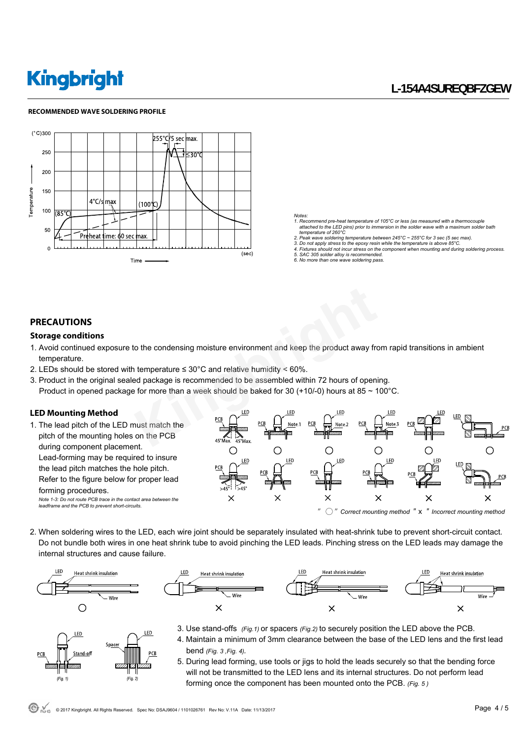## RECOMMENDED WAVE SOLDERING PROFILE

Notes:
1. Recommend pre-heat temperature of 105°C or less (as measured with a thermocouple attached to the LED pins) prior to immersion in the solder wave with a maximum solder bath temperature of 260°C
2. Peak wave soldering temperature between 245°C ~ 255°C for 3 sec (5 sec max).
3. Do not apply stress to the epoxy resin while the temperature is above 85°C.
4. Fixtures should not incur stress on the component when mounting and during soldering process.
5. SAC 305 solder alloy is recommended.
6. No more than one wave soldering pass.

## PRECAUTIONS

### Storage conditions

1. Avoid continued exposure to the condensing moisture environment and keep the product away from rapid transitions in ambient temperature.
2. LEDs should be stored with temperature ≤ 30°C and relative humidity < 60%.
3. Product in the original sealed package is recommended to be assembled within 72 hours of opening.
   Product in opened package for more than a week should be baked for 30 (+10/-0) hours at 85 ~ 100°C.

### LED Mounting Method

1. The lead pitch of the LED must match the pitch of the mounting holes on the PCB during component placement.
   Lead-forming may be required to insure the lead pitch matches the hole pitch.
   Refer to the figure below for proper lead forming procedures.
   *Note 1-3: Do not route PCB trace in the contact area between the leadframe and the PCB to prevent short-circuits.*

*" ○ " Correct mounting method " x " Incorrect mounting method*

2. When soldering wires to the LED, each wire joint should be separately insulated with heat-shrink tube to prevent short-circuit contact. Do not bundle both wires in one heat shrink tube to avoid pinching the LED leads. Pinching stress on the LED leads may damage the internal structures and cause failure.

3. Use stand-offs *(Fig.1)* or spacers *(Fig.2)* to securely position the LED above the PCB.
4. Maintain a minimum of 3mm clearance between the base of the LED lens and the first lead bend *(Fig. 3 ,Fig. 4)*.
5. During lead forming, use tools or jigs to hold the leads securely so that the bending force will not be transmitted to the LED lens and its internal structures. Do not perform lead forming once the component has been mounted onto the PCB. *(Fig. 5 )*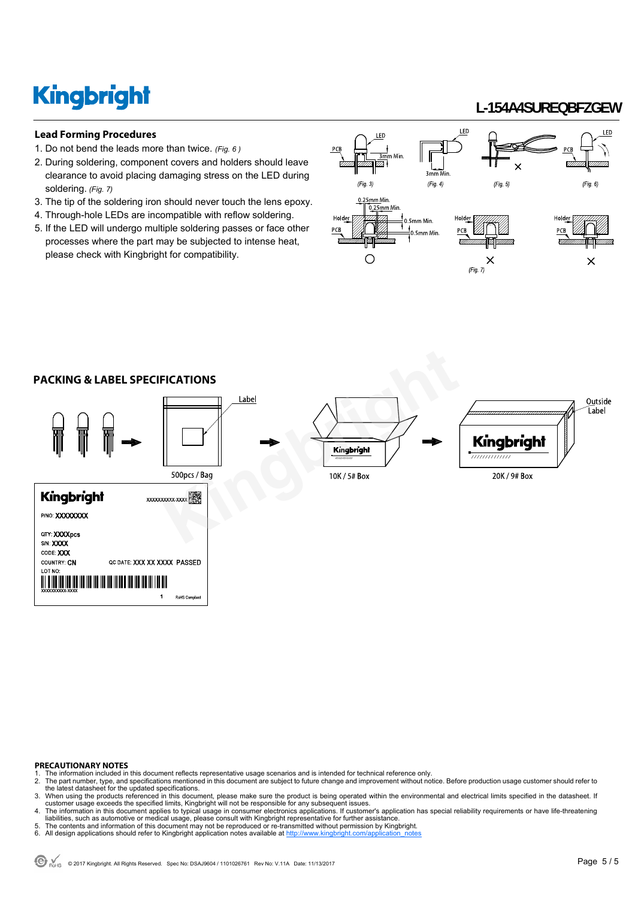## Lead Forming Procedures

1. Do not bend the leads more than twice. *(Fig. 6 )*
2. During soldering, component covers and holders should leave clearance to avoid placing damaging stress on the LED during soldering. *(Fig. 7)*
3. The tip of the soldering iron should never touch the lens epoxy.
4. Through-hole LEDs are incompatible with reflow soldering.
5. If the LED will undergo multiple soldering passes or face other processes where the part may be subjected to intense heat, please check with Kingbright for compatibility.

LED
PCB
3mm Min.
(Fig. 3)

LED
3mm Min.
(Fig. 4)

LED
(Fig. 5)

LED
PCB
(Fig. 6)

0.25mm Min.
0.25mm Min.
Holder
PCB
0.5mm Min.
0.5mm Min.
Holder
PCB
Holder
PCB
(Fig. 7)

## PACKING & LABEL SPECIFICATIONS

Label
500pcs / Bag
10K / 5# Box
Outside Label
20K / 9# Box

Kingbright
XXXXXXXXXX-XXXX
P/NO: XXXXXXXX
QTY: XXXXpcs
S/N: XXXX
CODE: XXX
COUNTRY: CN
QC DATE: XXX XX XXXX PASSED
LOT NO:
XXXXXXXXXX-XXXX
1
RoHS Compliant

**PRECAUTIONARY NOTES**

1. The information included in this document reflects representative usage scenarios and is intended for technical reference only.
2. The part number, type, and specifications mentioned in this document are subject to future change and improvement without notice. Before production usage customer should refer to the latest datasheet for the updated specifications.
3. When using the products referenced in this document, please make sure the product is being operated within the environmental and electrical limits specified in the datasheet. If customer usage exceeds the specified limits, Kingbright will not be responsible for any subsequent issues.
4. The information in this document applies to typical usage in consumer electronics applications. If customer's application has special reliability requirements or have life-threatening liabilities, such as automotive or medical usage, please consult with Kingbright representative for further assistance.
5. The contents and information of this document may not be reproduced or re-transmitted without permission by Kingbright.
6. All design applications should refer to Kingbright application notes available at http://www.kingbright.com/application_notes

© 2017 Kingbright. All Rights Reserved. Spec No: DSAJ9604 / 1101026761 Rev No: V.11A Date: 11/13/2017